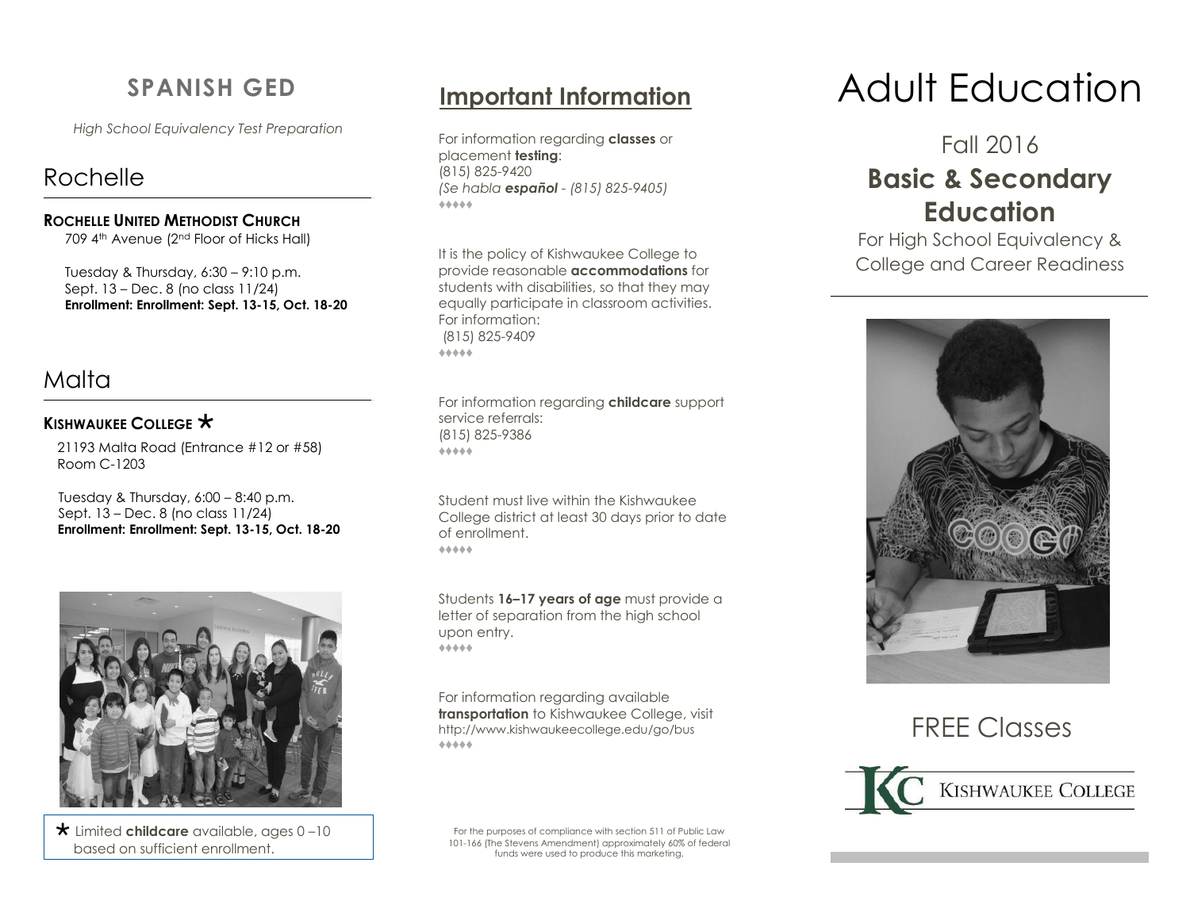## SPANISH GED

*High School Equivalency Test Preparation*

### Rochelle

**ROCHELLE UNITED METHODIST CHURCH**

709 4th Avenue (2nd Floor of Hicks Hall)

Tuesday & Thursday, 6:30 – 9:10 p.m.
Sept. 13 – Dec. 8 (no class 11/24)
**Enrollment: Enrollment: Sept. 13-15, Oct. 18-20**

### Malta

**KISHWAUKEE COLLEGE** *

21193 Malta Road (Entrance #12 or #58)
Room C-1203

Tuesday & Thursday, 6:00 – 8:40 p.m.
Sept. 13 – Dec. 8 (no class 11/24)
**Enrollment: Enrollment: Sept. 13-15, Oct. 18-20**

* Limited **childcare** available, ages 0 –10 based on sufficient enrollment.

## Important Information

For information regarding **classes** or placement **testing**:
(815) 825-9420
*(Se habla **español** - (815) 825-9405)*

♦♦♦♦♦

It is the policy of Kishwaukee College to provide reasonable **accommodations** for students with disabilities, so that they may equally participate in classroom activities. For information:
(815) 825-9409

♦♦♦♦♦

For information regarding **childcare** support service referrals:
(815) 825-9386

♦♦♦♦♦

Student must live within the Kishwaukee College district at least 30 days prior to date of enrollment.

♦♦♦♦♦

Students **16–17 years of age** must provide a letter of separation from the high school upon entry.

♦♦♦♦♦

For information regarding available **transportation** to Kishwaukee College, visit http://www.kishwaukeecollege.edu/go/bus

♦♦♦♦♦

For the purposes of compliance with section 511 of Public Law 101-166 (The Stevens Amendment) approximately 60% of federal funds were used to produce this marketing.

# Adult Education

Fall 2016

## Basic & Secondary Education

For High School Equivalency & College and Career Readiness

FREE Classes

KISHWAUKEE COLLEGE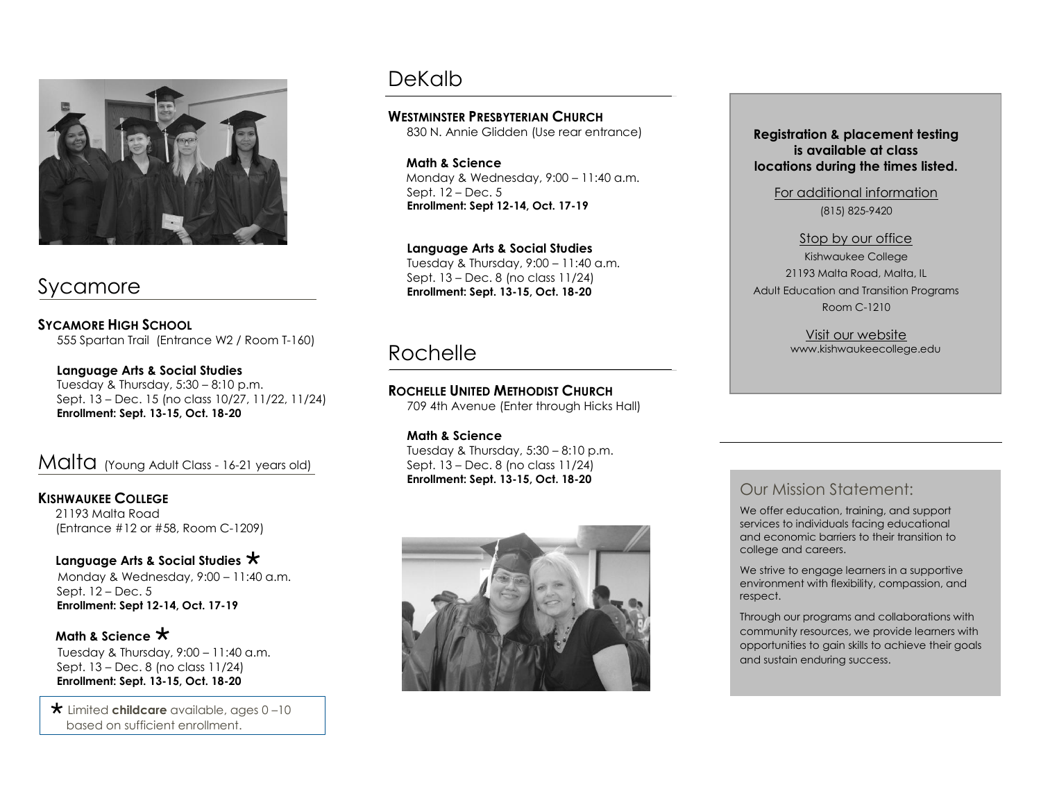## Sycamore

**SYCAMORE HIGH SCHOOL**
555 Spartan Trail (Entrance W2 / Room T-160)

**Language Arts & Social Studies**
Tuesday & Thursday, 5:30 – 8:10 p.m.
Sept. 13 – Dec. 15 (no class 10/27, 11/22, 11/24)
**Enrollment: Sept. 13-15, Oct. 18-20**

## Malta (Young Adult Class - 16-21 years old)

**KISHWAUKEE COLLEGE**
21193 Malta Road
(Entrance #12 or #58, Room C-1209)

**Language Arts & Social Studies** *
Monday & Wednesday, 9:00 – 11:40 a.m.
Sept. 12 – Dec. 5
**Enrollment: Sept 12-14, Oct. 17-19**

**Math & Science** *
Tuesday & Thursday, 9:00 – 11:40 a.m.
Sept. 13 – Dec. 8 (no class 11/24)
**Enrollment: Sept. 13-15, Oct. 18-20**

* Limited **childcare** available, ages 0 –10 based on sufficient enrollment.

## DeKalb

**WESTMINSTER PRESBYTERIAN CHURCH**
830 N. Annie Glidden (Use rear entrance)

**Math & Science**
Monday & Wednesday, 9:00 – 11:40 a.m.
Sept. 12 – Dec. 5
**Enrollment: Sept 12-14, Oct. 17-19**

**Language Arts & Social Studies**
Tuesday & Thursday, 9:00 – 11:40 a.m.
Sept. 13 – Dec. 8 (no class 11/24)
**Enrollment: Sept. 13-15, Oct. 18-20**

## Rochelle

**ROCHELLE UNITED METHODIST CHURCH**
709 4th Avenue (Enter through Hicks Hall)

**Math & Science**
Tuesday & Thursday, 5:30 – 8:10 p.m.
Sept. 13 – Dec. 8 (no class 11/24)
**Enrollment: Sept. 13-15, Oct. 18-20**

**Registration & placement testing is available at class locations during the times listed.**

For additional information
(815) 825-9420

Stop by our office
Kishwaukee College
21193 Malta Road, Malta, IL
Adult Education and Transition Programs
Room C-1210

Visit our website
www.kishwaukeecollege.edu

## Our Mission Statement:

We offer education, training, and support services to individuals facing educational and economic barriers to their transition to college and careers.

We strive to engage learners in a supportive environment with flexibility, compassion, and respect.

Through our programs and collaborations with community resources, we provide learners with opportunities to gain skills to achieve their goals and sustain enduring success.